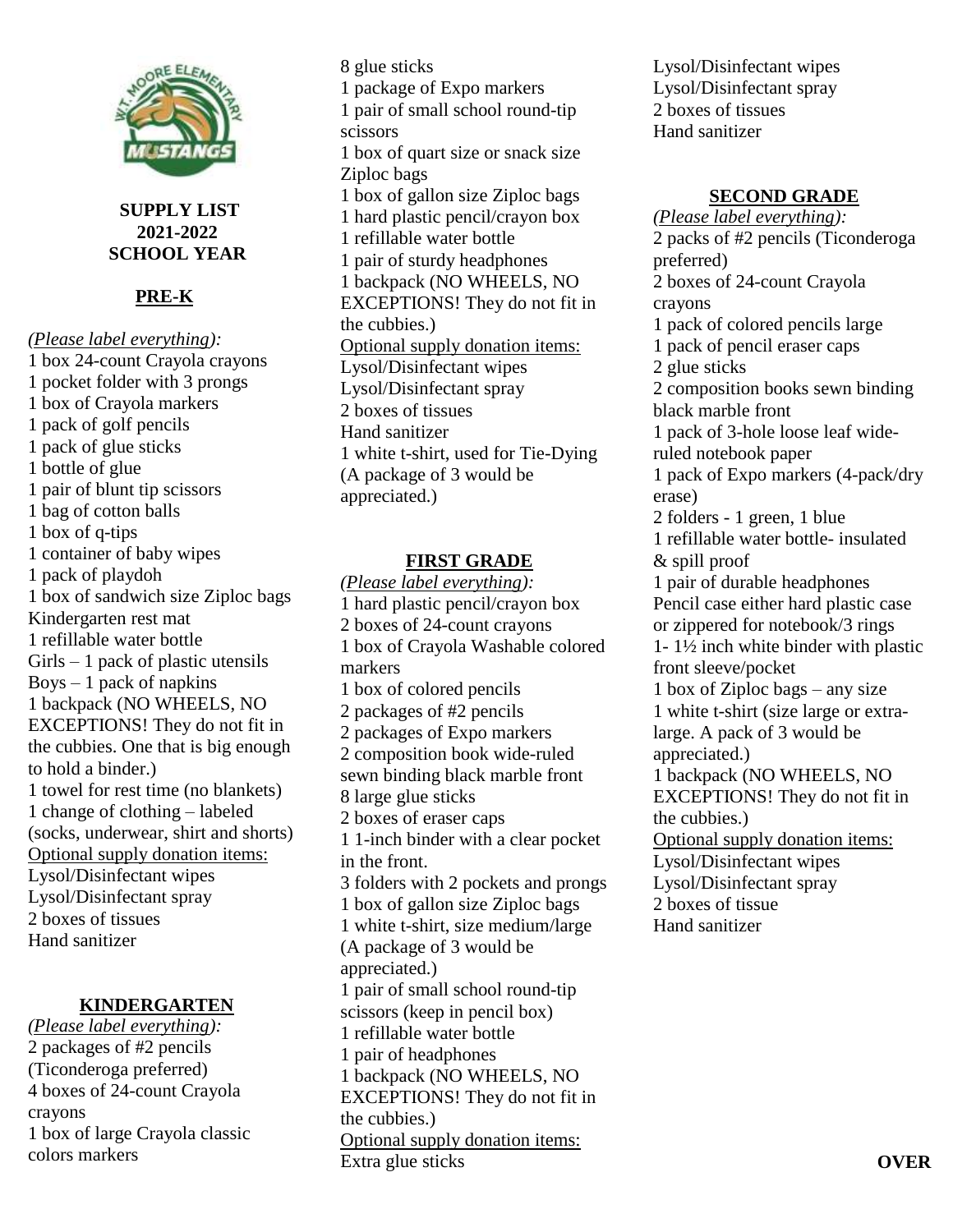**SUPPLY LIST**
**2021-2022**
**SCHOOL YEAR**

## PRE-K

*(Please label everything):*
1 box 24-count Crayola crayons
1 pocket folder with 3 prongs
1 box of Crayola markers
1 pack of golf pencils
1 pack of glue sticks
1 bottle of glue
1 pair of blunt tip scissors
1 bag of cotton balls
1 box of q-tips
1 container of baby wipes
1 pack of playdoh
1 box of sandwich size Ziploc bags
Kindergarten rest mat
1 refillable water bottle
Girls – 1 pack of plastic utensils
Boys – 1 pack of napkins
1 backpack (NO WHEELS, NO EXCEPTIONS! They do not fit in the cubbies. One that is big enough to hold a binder.)
1 towel for rest time (no blankets)
1 change of clothing – labeled (socks, underwear, shirt and shorts)
Optional supply donation items:
Lysol/Disinfectant wipes
Lysol/Disinfectant spray
2 boxes of tissues
Hand sanitizer

## KINDERGARTEN

*(Please label everything):*
2 packages of #2 pencils (Ticonderoga preferred)
4 boxes of 24-count Crayola crayons
1 box of large Crayola classic colors markers
8 glue sticks
1 package of Expo markers
1 pair of small school round-tip scissors
1 box of quart size or snack size Ziploc bags
1 box of gallon size Ziploc bags
1 hard plastic pencil/crayon box
1 refillable water bottle
1 pair of sturdy headphones
1 backpack (NO WHEELS, NO EXCEPTIONS! They do not fit in the cubbies.)
Optional supply donation items:
Lysol/Disinfectant wipes
Lysol/Disinfectant spray
2 boxes of tissues
Hand sanitizer
1 white t-shirt, used for Tie-Dying (A package of 3 would be appreciated.)

## FIRST GRADE

*(Please label everything):*
1 hard plastic pencil/crayon box
2 boxes of 24-count crayons
1 box of Crayola Washable colored markers
1 box of colored pencils
2 packages of #2 pencils
2 packages of Expo markers
2 composition book wide-ruled sewn binding black marble front
8 large glue sticks
2 boxes of eraser caps
1 1-inch binder with a clear pocket in the front.
3 folders with 2 pockets and prongs
1 box of gallon size Ziploc bags
1 white t-shirt, size medium/large (A package of 3 would be appreciated.)
1 pair of small school round-tip scissors (keep in pencil box)
1 refillable water bottle
1 pair of headphones
1 backpack (NO WHEELS, NO EXCEPTIONS! They do not fit in the cubbies.)
Optional supply donation items:
Extra glue sticks
Lysol/Disinfectant wipes
Lysol/Disinfectant spray
2 boxes of tissues
Hand sanitizer

## SECOND GRADE

*(Please label everything):*
2 packs of #2 pencils (Ticonderoga preferred)
2 boxes of 24-count Crayola crayons
1 pack of colored pencils large
1 pack of pencil eraser caps
2 glue sticks
2 composition books sewn binding black marble front
1 pack of 3-hole loose leaf wide-ruled notebook paper
1 pack of Expo markers (4-pack/dry erase)
2 folders - 1 green, 1 blue
1 refillable water bottle- insulated & spill proof
1 pair of durable headphones
Pencil case either hard plastic case or zippered for notebook/3 rings
1- 1½ inch white binder with plastic front sleeve/pocket
1 box of Ziploc bags – any size
1 white t-shirt (size large or extra-large. A pack of 3 would be appreciated.)
1 backpack (NO WHEELS, NO EXCEPTIONS! They do not fit in the cubbies.)
Optional supply donation items:
Lysol/Disinfectant wipes
Lysol/Disinfectant spray
2 boxes of tissue
Hand sanitizer

**OVER**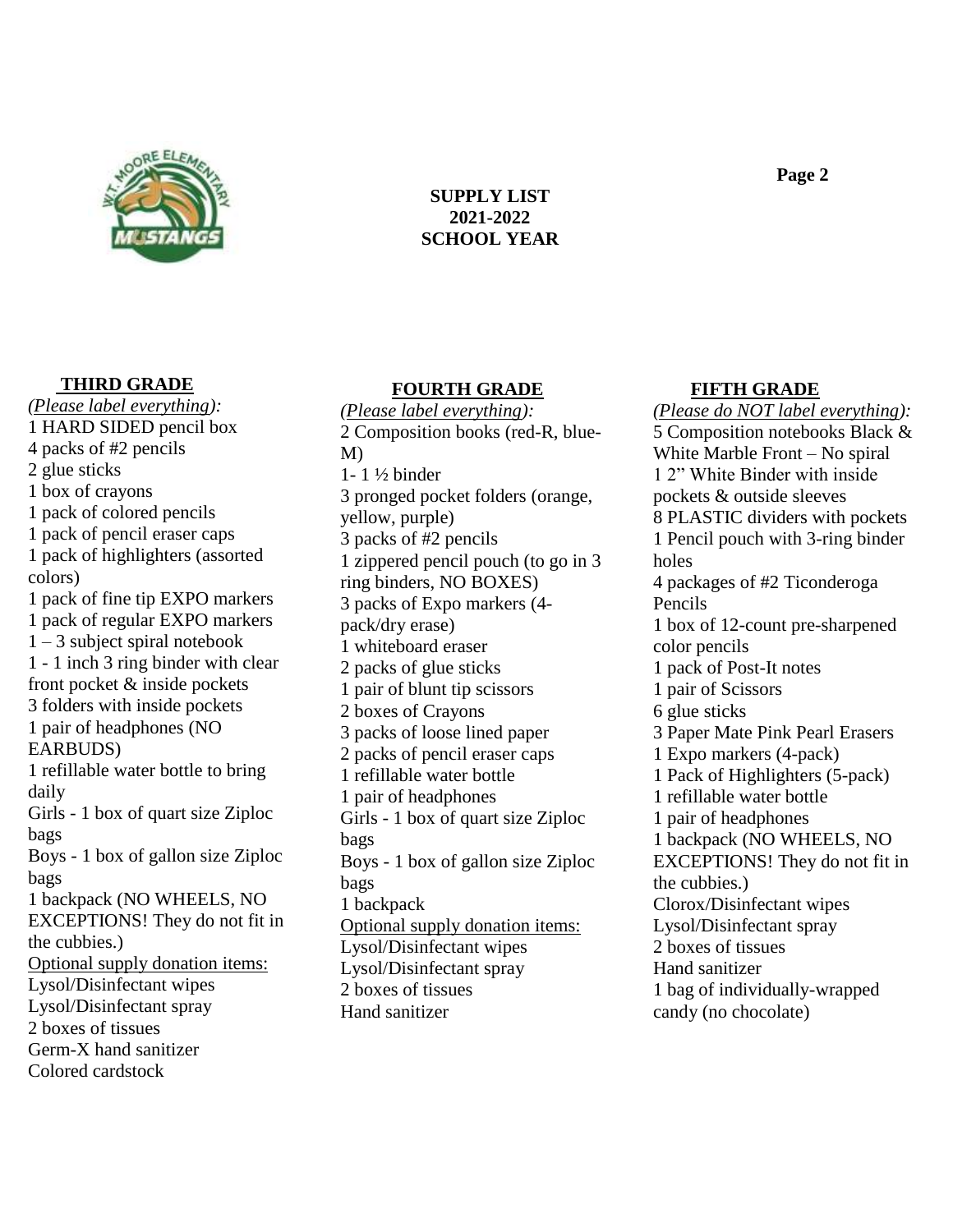**SUPPLY LIST**
**2021-2022**
**SCHOOL YEAR**

## THIRD GRADE

*(Please label everything):*

1 HARD SIDED pencil box
4 packs of #2 pencils
2 glue sticks
1 box of crayons
1 pack of colored pencils
1 pack of pencil eraser caps
1 pack of highlighters (assorted colors)
1 pack of fine tip EXPO markers
1 pack of regular EXPO markers
1 – 3 subject spiral notebook
1 - 1 inch 3 ring binder with clear front pocket & inside pockets
3 folders with inside pockets
1 pair of headphones (NO EARBUDS)
1 refillable water bottle to bring daily
Girls - 1 box of quart size Ziploc bags
Boys - 1 box of gallon size Ziploc bags
1 backpack (NO WHEELS, NO EXCEPTIONS! They do not fit in the cubbies.)

Optional supply donation items:

Lysol/Disinfectant wipes
Lysol/Disinfectant spray
2 boxes of tissues
Germ-X hand sanitizer
Colored cardstock

## FOURTH GRADE

*(Please label everything):*

2 Composition books (red-R, blue-M)
1- 1 ½ binder
3 pronged pocket folders (orange, yellow, purple)
3 packs of #2 pencils
1 zippered pencil pouch (to go in 3 ring binders, NO BOXES)
3 packs of Expo markers (4-pack/dry erase)
1 whiteboard eraser
2 packs of glue sticks
1 pair of blunt tip scissors
2 boxes of Crayons
3 packs of loose lined paper
2 packs of pencil eraser caps
1 refillable water bottle
1 pair of headphones
Girls - 1 box of quart size Ziploc bags
Boys - 1 box of gallon size Ziploc bags
1 backpack

Optional supply donation items:

Lysol/Disinfectant wipes
Lysol/Disinfectant spray
2 boxes of tissues
Hand sanitizer

## FIFTH GRADE

*(Please do NOT label everything):*

5 Composition notebooks Black & White Marble Front – No spiral
1 2" White Binder with inside pockets & outside sleeves
8 PLASTIC dividers with pockets
1 Pencil pouch with 3-ring binder holes
4 packages of #2 Ticonderoga Pencils
1 box of 12-count pre-sharpened color pencils
1 pack of Post-It notes
1 pair of Scissors
6 glue sticks
3 Paper Mate Pink Pearl Erasers
1 Expo markers (4-pack)
1 Pack of Highlighters (5-pack)
1 refillable water bottle
1 pair of headphones
1 backpack (NO WHEELS, NO EXCEPTIONS! They do not fit in the cubbies.)
Clorox/Disinfectant wipes
Lysol/Disinfectant spray
2 boxes of tissues
Hand sanitizer
1 bag of individually-wrapped candy (no chocolate)